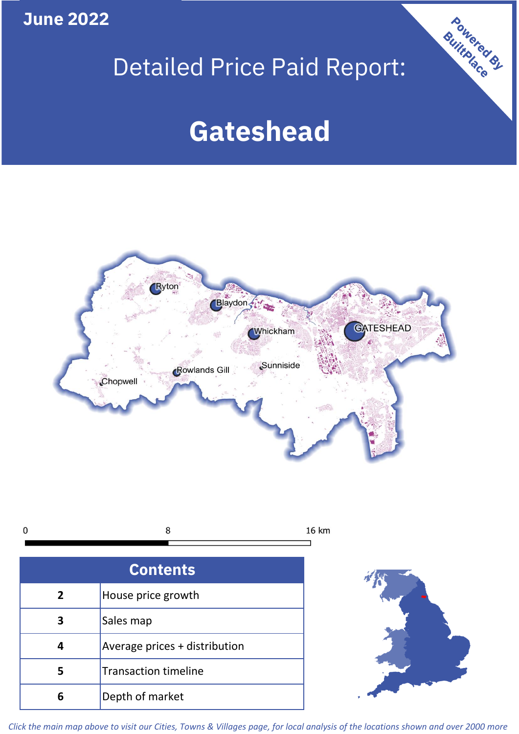June 2022

# Detailed Price Paid Report:

# Gateshead

Powered By BuiltPlace

| Contents | |
|---|---|
| 2 | House price growth |
| 3 | Sales map |
| 4 | Average prices + distribution |
| 5 | Transaction timeline |
| 6 | Depth of market |

*Click the main map above to visit our Cities, Towns & Villages page, for local analysis of the locations shown and over 2000 more*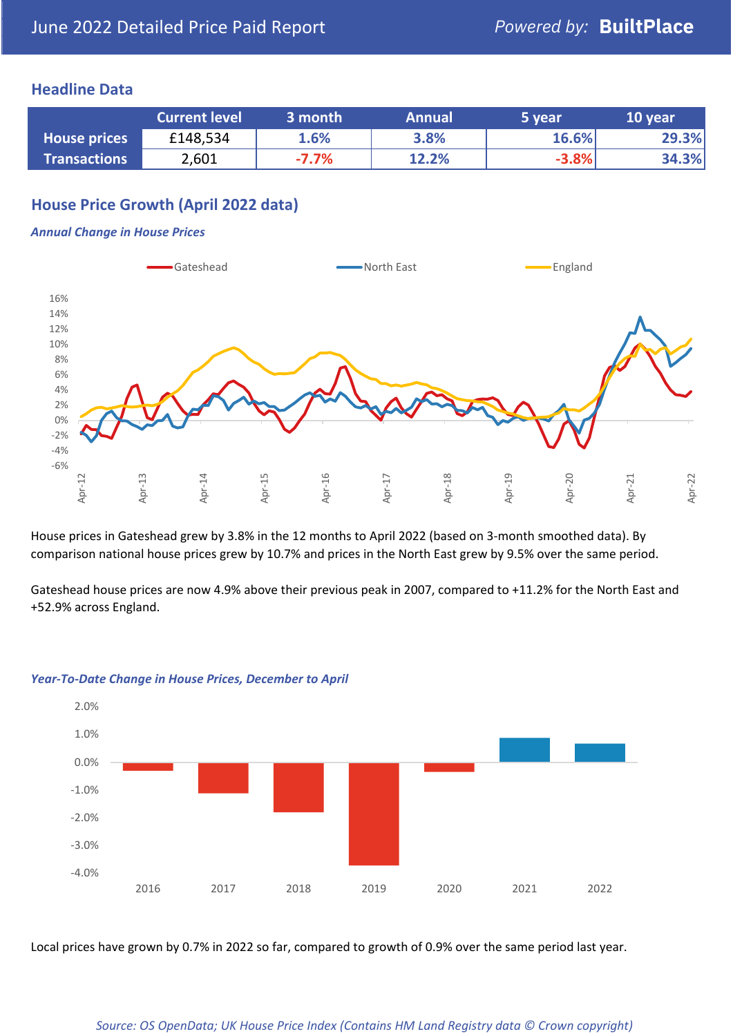# June 2022 Detailed Price Paid Report

## Headline Data

| | Current level | 3 month | Annual | 5 year | 10 year |
|---|---|---|---|---|---|
| House prices | £148,534 | 1.6% | 3.8% | 16.6% | 29.3% |
| Transactions | 2,601 | -7.7% | 12.2% | -3.8% | 34.3% |

## House Price Growth (April 2022 data)

### *Annual Change in House Prices*

House prices in Gateshead grew by 3.8% in the 12 months to April 2022 (based on 3-month smoothed data). By comparison national house prices grew by 10.7% and prices in the North East grew by 9.5% over the same period.

Gateshead house prices are now 4.9% above their previous peak in 2007, compared to +11.2% for the North East and +52.9% across England.

### *Year-To-Date Change in House Prices, December to April*

Local prices have grown by 0.7% in 2022 so far, compared to growth of 0.9% over the same period last year.

*Source: OS OpenData; UK House Price Index (Contains HM Land Registry data © Crown copyright)*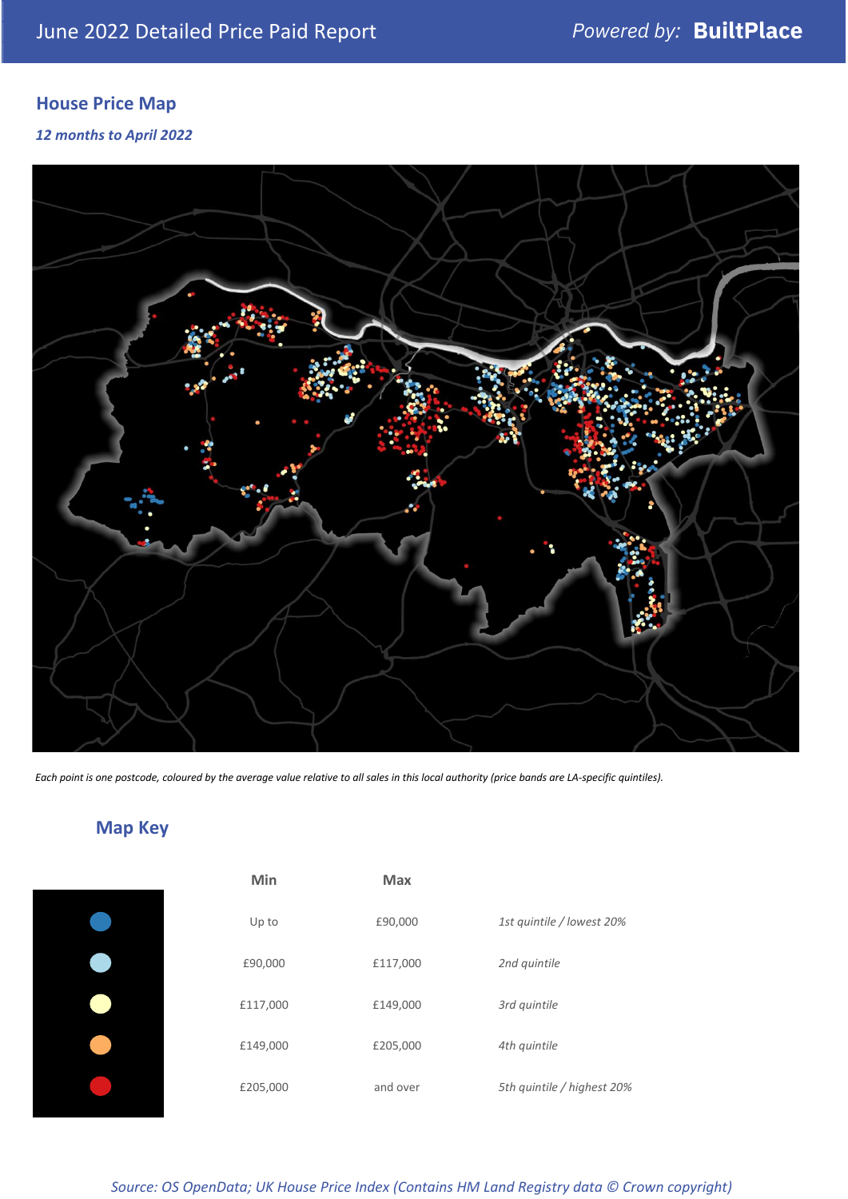June 2022 Detailed Price Paid Report — Powered by: **BuiltPlace**

## House Price Map

*12 months to April 2022*

*Each point is one postcode, coloured by the average value relative to all sales in this local authority (price bands are LA-specific quintiles).*

## Map Key

| | Min | Max | |
|---|---|---|---|
| ● | Up to | £90,000 | *1st quintile / lowest 20%* |
| ● | £90,000 | £117,000 | *2nd quintile* |
| ● | £117,000 | £149,000 | *3rd quintile* |
| ● | £149,000 | £205,000 | *4th quintile* |
| ● | £205,000 | and over | *5th quintile / highest 20%* |

*Source: OS OpenData; UK House Price Index (Contains HM Land Registry data © Crown copyright)*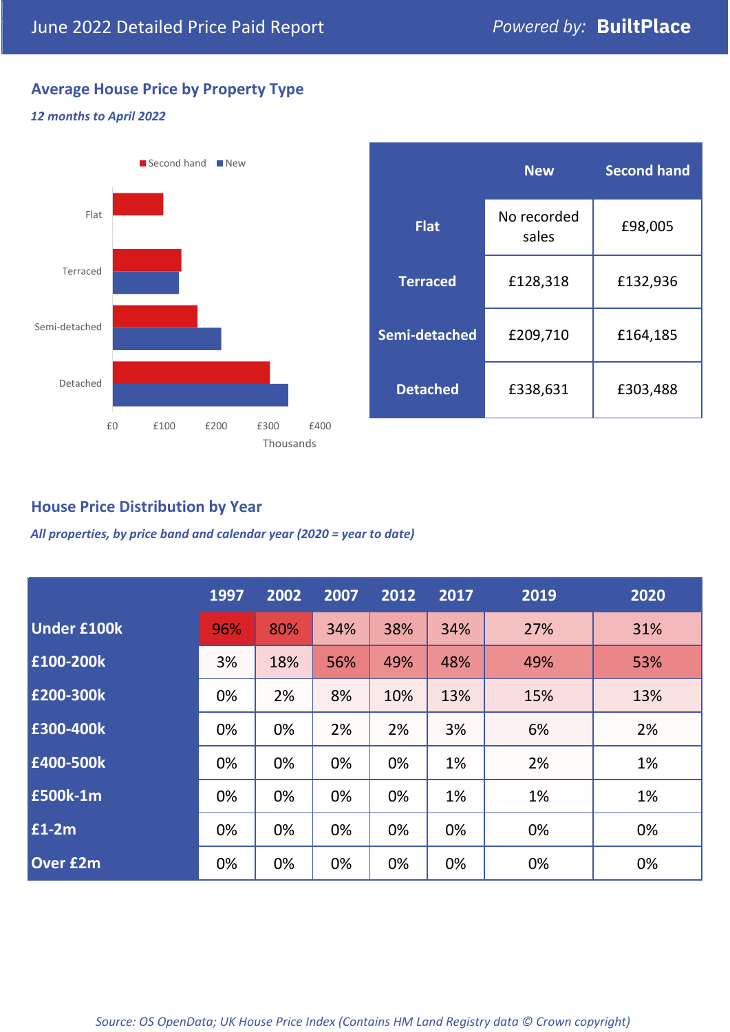June 2022 Detailed Price Paid Report

Powered by: **BuiltPlace**

## Average House Price by Property Type

*12 months to April 2022*

Second hand / New

Flat

Terraced

Semi-detached

Detached

£0 £100 £200 £300 £400

Thousands

| | New | Second hand |
|---|---|---|
| **Flat** | No recorded sales | £98,005 |
| **Terraced** | £128,318 | £132,936 |
| **Semi-detached** | £209,710 | £164,185 |
| **Detached** | £338,631 | £303,488 |

## House Price Distribution by Year

*All properties, by price band and calendar year (2020 = year to date)*

| | 1997 | 2002 | 2007 | 2012 | 2017 | 2019 | 2020 |
|---|---|---|---|---|---|---|---|
| **Under £100k** | 96% | 80% | 34% | 38% | 34% | 27% | 31% |
| **£100-200k** | 3% | 18% | 56% | 49% | 48% | 49% | 53% |
| **£200-300k** | 0% | 2% | 8% | 10% | 13% | 15% | 13% |
| **£300-400k** | 0% | 0% | 2% | 2% | 3% | 6% | 2% |
| **£400-500k** | 0% | 0% | 0% | 0% | 1% | 2% | 1% |
| **£500k-1m** | 0% | 0% | 0% | 0% | 1% | 1% | 1% |
| **£1-2m** | 0% | 0% | 0% | 0% | 0% | 0% | 0% |
| **Over £2m** | 0% | 0% | 0% | 0% | 0% | 0% | 0% |

*Source: OS OpenData; UK House Price Index (Contains HM Land Registry data © Crown copyright)*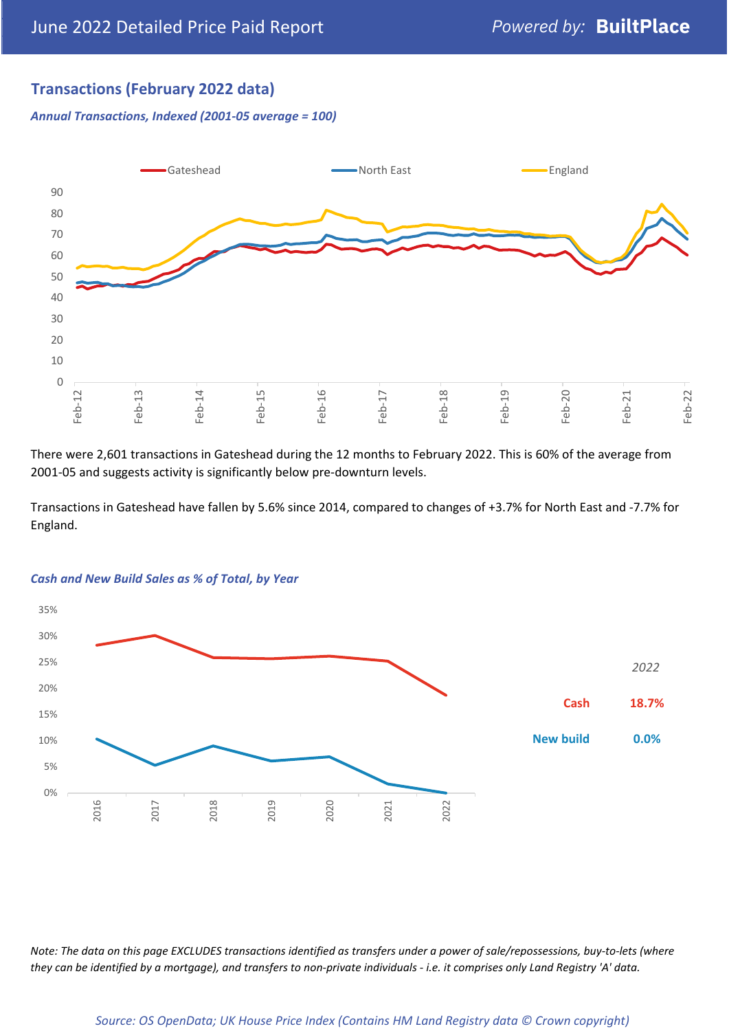## Transactions (February 2022 data)

*Annual Transactions, Indexed (2001-05 average = 100)*

There were 2,601 transactions in Gateshead during the 12 months to February 2022. This is 60% of the average from 2001-05 and suggests activity is significantly below pre-downturn levels.

Transactions in Gateshead have fallen by 5.6% since 2014, compared to changes of +3.7% for North East and -7.7% for England.

*Cash and New Build Sales as % of Total, by Year*

| | 2022 |
|---|---|
| Cash | 18.7% |
| New build | 0.0% |

*Note: The data on this page EXCLUDES transactions identified as transfers under a power of sale/repossessions, buy-to-lets (where they can be identified by a mortgage), and transfers to non-private individuals - i.e. it comprises only Land Registry 'A' data.*

*Source: OS OpenData; UK House Price Index (Contains HM Land Registry data © Crown copyright)*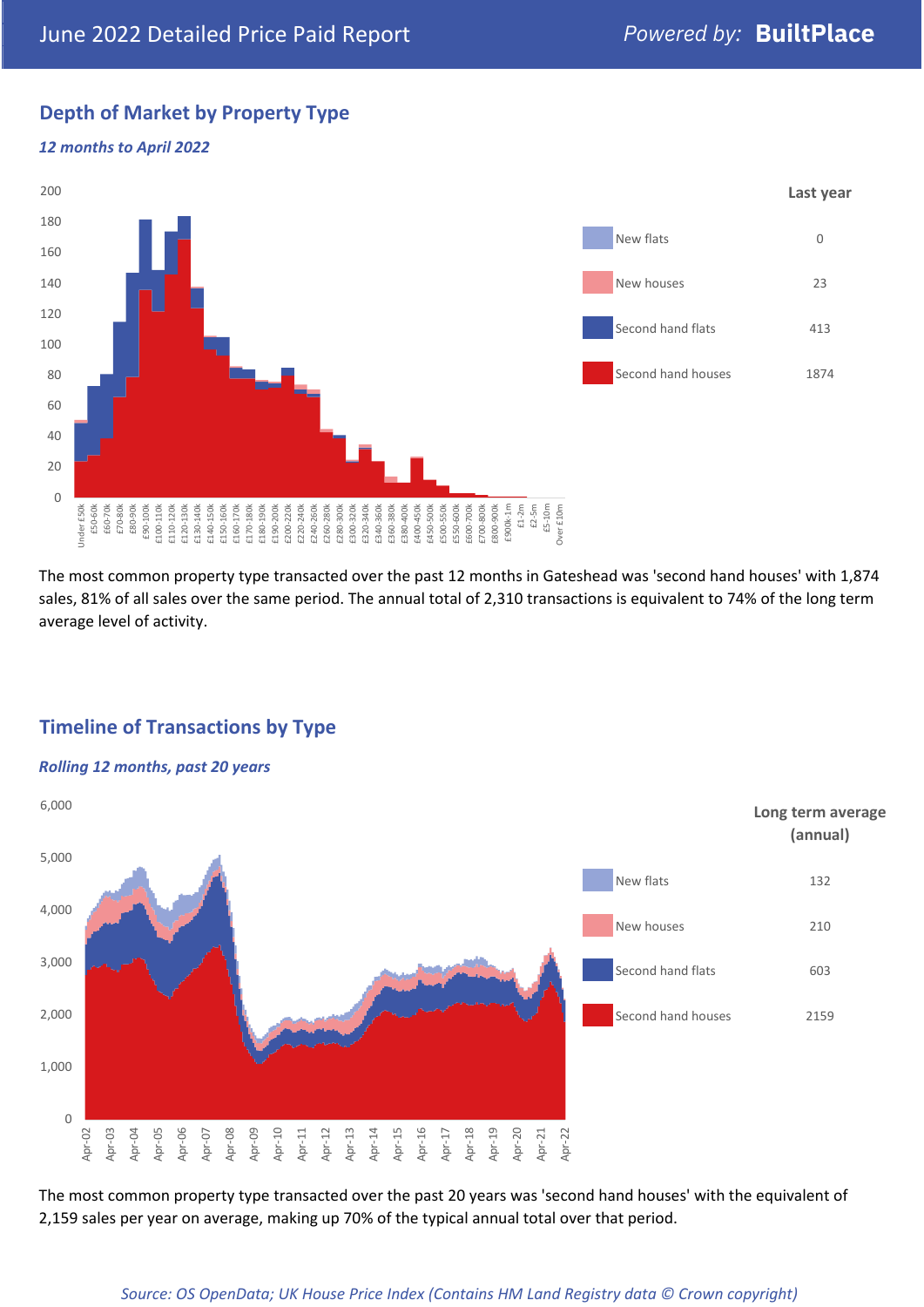June 2022 Detailed Price Paid Report

Powered by: **BuiltPlace**

## Depth of Market by Property Type

*12 months to April 2022*

Last year

New flats 0

New houses 23

Second hand flats 413

Second hand houses 1874

The most common property type transacted over the past 12 months in Gateshead was 'second hand houses' with 1,874 sales, 81% of all sales over the same period. The annual total of 2,310 transactions is equivalent to 74% of the long term average level of activity.

## Timeline of Transactions by Type

*Rolling 12 months, past 20 years*

Long term average (annual)

New flats 132

New houses 210

Second hand flats 603

Second hand houses 2159

The most common property type transacted over the past 20 years was 'second hand houses' with the equivalent of 2,159 sales per year on average, making up 70% of the typical annual total over that period.

*Source: OS OpenData; UK House Price Index (Contains HM Land Registry data © Crown copyright)*